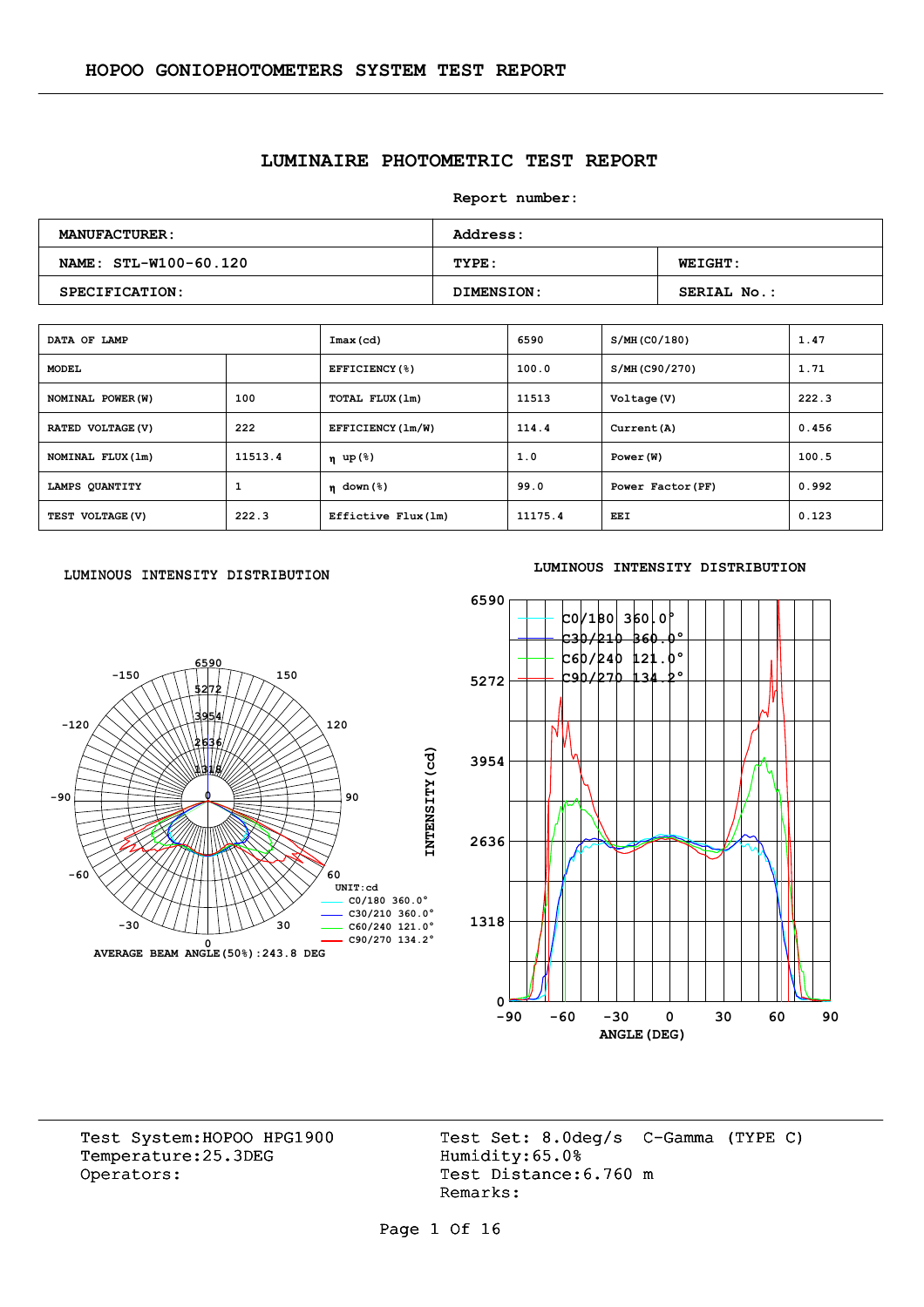HOPOO GONIOPHOTOMETERS SYSTEM TEST REPORT

# LUMINAIRE PHOTOMETRIC TEST REPORT

Report number:

| MANUFACTURER: | Address: | |
|---|---|---|
| NAME: STL-W100-60.120 | TYPE: | WEIGHT: |
| SPECIFICATION: | DIMENSION: | SERIAL No.: |

| DATA OF LAMP | | Imax(cd) | 6590 | S/MH(C0/180) | 1.47 |
|---|---|---|---|---|---|
| MODEL | | EFFICIENCY(%) | 100.0 | S/MH(C90/270) | 1.71 |
| NOMINAL POWER(W) | 100 | TOTAL FLUX(lm) | 11513 | Voltage(V) | 222.3 |
| RATED VOLTAGE(V) | 222 | EFFICIENCY(lm/W) | 114.4 | Current(A) | 0.456 |
| NOMINAL FLUX(lm) | 11513.4 | η up(%) | 1.0 | Power(W) | 100.5 |
| LAMPS QUANTITY | 1 | η down(%) | 99.0 | Power Factor(PF) | 0.992 |
| TEST VOLTAGE(V) | 222.3 | Effictive Flux(lm) | 11175.4 | EEI | 0.123 |

LUMINOUS INTENSITY DISTRIBUTION

UNIT:cd
C0/180 360.0°
C30/210 360.0°
C60/240 121.0°
C90/270 134.2°

AVERAGE BEAM ANGLE(50%):243.8 DEG

LUMINOUS INTENSITY DISTRIBUTION

C0/180 360.0°
C30/210 360.0°
C60/240 121.0°
C90/270 134.2°

INTENSITY(cd) / ANGLE(DEG)

Test System:HOPOO HPG1900
Temperature:25.3DEG
Operators:

Test Set: 8.0deg/s C-Gamma (TYPE C)
Humidity:65.0%
Test Distance:6.760 m
Remarks: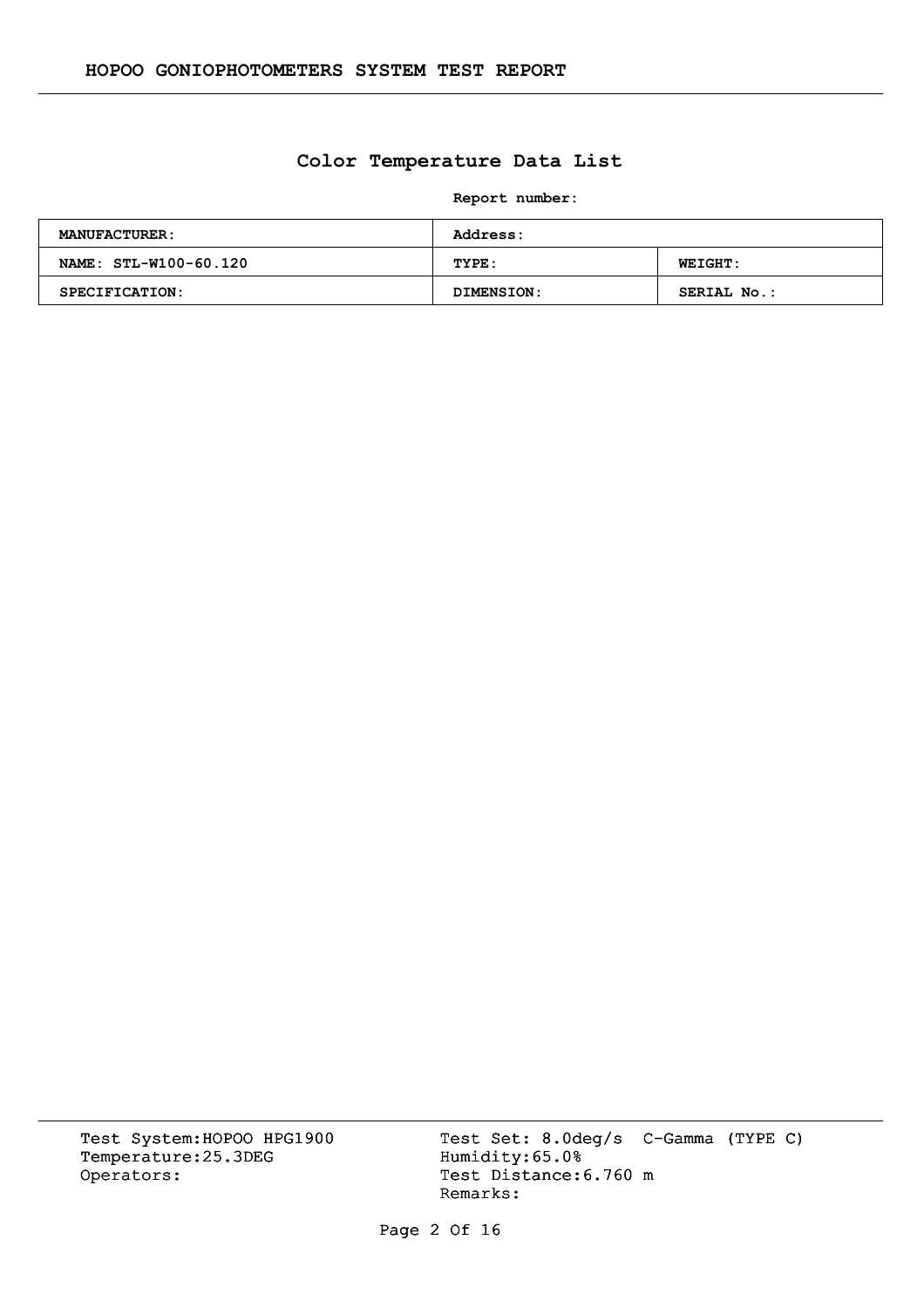## Color Temperature Data List

**Report number:**

| MANUFACTURER: | Address: | |
|---|---|---|
| NAME: STL-W100-60.120 | TYPE: | WEIGHT: |
| SPECIFICATION: | DIMENSION: | SERIAL No.: |

Test System:HOPOO HPG1900
Temperature:25.3DEG
Operators:

Test Set: 8.0deg/s C-Gamma (TYPE C)
Humidity:65.0%
Test Distance:6.760 m
Remarks: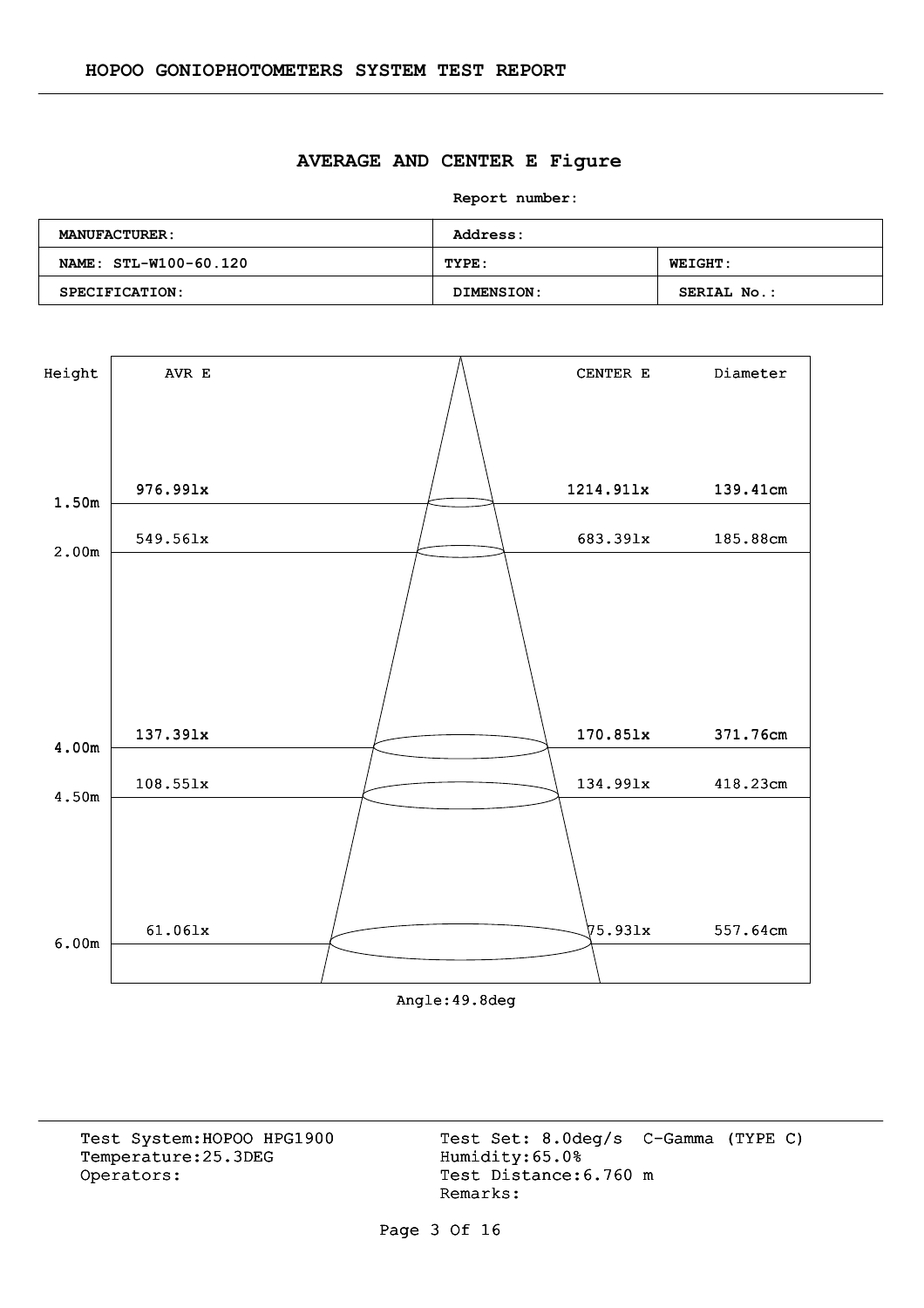## AVERAGE AND CENTER E Figure

**Report number:**

| **MANUFACTURER:** | **Address:** | |
|---|---|---|
| **NAME: STL-W100-60.120** | **TYPE:** | **WEIGHT:** |
| **SPECIFICATION:** | **DIMENSION:** | **SERIAL No.:** |

| Height | AVR E | CENTER E | Diameter |
|---|---|---|---|
| 1.50m | 976.99lx | 1214.91lx | 139.41cm |
| 2.00m | 549.56lx | 683.39lx | 185.88cm |
| 4.00m | 137.39lx | 170.85lx | 371.76cm |
| 4.50m | 108.55lx | 134.99lx | 418.23cm |
| 6.00m | 61.06lx | 75.93lx | 557.64cm |

Angle:49.8deg

Test System:HOPOO HPG1900
Temperature:25.3DEG
Operators:

Test Set: 8.0deg/s C-Gamma (TYPE C)
Humidity:65.0%
Test Distance:6.760 m
Remarks: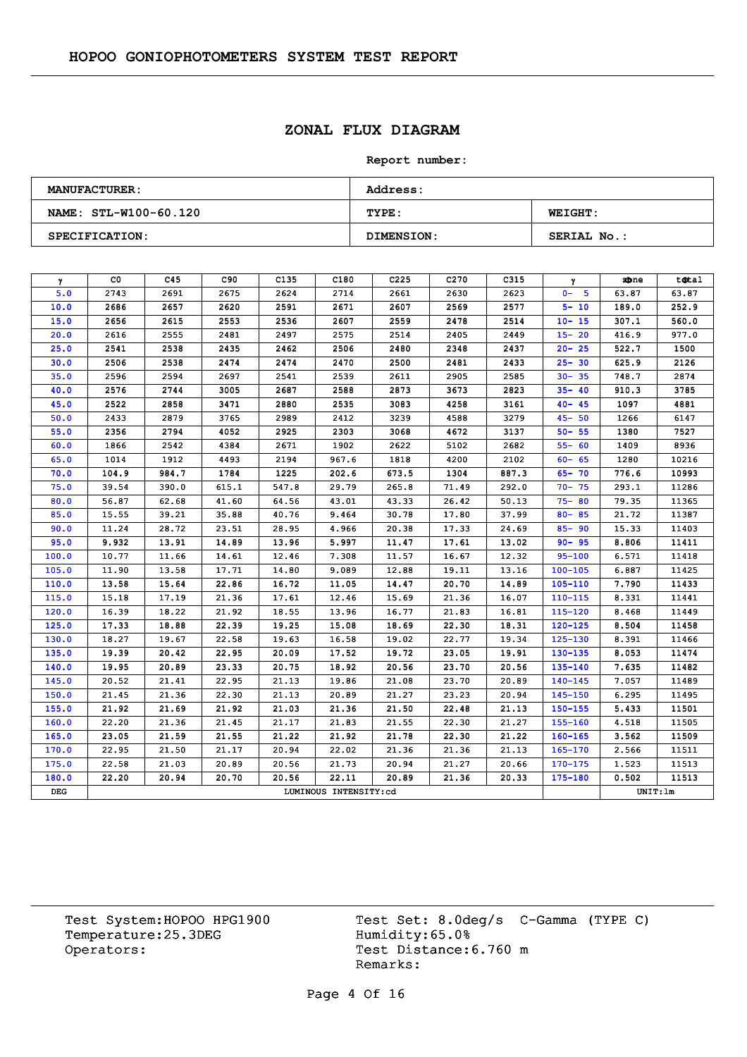HOPOO GONIOPHOTOMETERS SYSTEM TEST REPORT

## ZONAL FLUX DIAGRAM

**Report number:**

| MANUFACTURER: | Address: | |
|---|---|---|
| NAME: STL-W100-60.120 | TYPE: | WEIGHT: |
| SPECIFICATION: | DIMENSION: | SERIAL No.: |

| γ | C0 | C45 | C90 | C135 | C180 | C225 | C270 | C315 | γ | zone | total |
|---|---|---|---|---|---|---|---|---|---|---|---|
| 5.0 | 2743 | 2691 | 2675 | 2624 | 2714 | 2661 | 2630 | 2623 | 0- 5 | 63.87 | 63.87 |
| 10.0 | 2686 | 2657 | 2620 | 2591 | 2671 | 2607 | 2569 | 2577 | 5- 10 | 189.0 | 252.9 |
| 15.0 | 2656 | 2615 | 2553 | 2536 | 2607 | 2559 | 2478 | 2514 | 10- 15 | 307.1 | 560.0 |
| 20.0 | 2616 | 2555 | 2481 | 2497 | 2575 | 2514 | 2405 | 2449 | 15- 20 | 416.9 | 977.0 |
| 25.0 | 2541 | 2538 | 2435 | 2462 | 2506 | 2480 | 2348 | 2437 | 20- 25 | 522.7 | 1500 |
| 30.0 | 2506 | 2538 | 2474 | 2474 | 2470 | 2500 | 2481 | 2433 | 25- 30 | 625.9 | 2126 |
| 35.0 | 2596 | 2594 | 2697 | 2541 | 2539 | 2611 | 2905 | 2585 | 30- 35 | 748.7 | 2874 |
| 40.0 | 2576 | 2744 | 3005 | 2687 | 2588 | 2873 | 3673 | 2823 | 35- 40 | 910.3 | 3785 |
| 45.0 | 2522 | 2858 | 3471 | 2880 | 2535 | 3083 | 4258 | 3161 | 40- 45 | 1097 | 4881 |
| 50.0 | 2433 | 2879 | 3765 | 2989 | 2412 | 3239 | 4588 | 3279 | 45- 50 | 1266 | 6147 |
| 55.0 | 2356 | 2794 | 4052 | 2925 | 2303 | 3068 | 4672 | 3137 | 50- 55 | 1380 | 7527 |
| 60.0 | 1866 | 2542 | 4384 | 2671 | 1902 | 2622 | 5102 | 2682 | 55- 60 | 1409 | 8936 |
| 65.0 | 1014 | 1912 | 4493 | 2194 | 967.6 | 1818 | 4200 | 2102 | 60- 65 | 1280 | 10216 |
| 70.0 | 104.9 | 984.7 | 1784 | 1225 | 202.6 | 673.5 | 1304 | 887.3 | 65- 70 | 776.6 | 10993 |
| 75.0 | 39.54 | 390.0 | 615.1 | 547.8 | 29.79 | 265.8 | 71.49 | 292.0 | 70- 75 | 293.1 | 11286 |
| 80.0 | 56.87 | 62.68 | 41.60 | 64.56 | 43.01 | 43.33 | 26.42 | 50.13 | 75- 80 | 79.35 | 11365 |
| 85.0 | 15.55 | 39.21 | 35.88 | 40.76 | 9.464 | 30.78 | 17.80 | 37.99 | 80- 85 | 21.72 | 11387 |
| 90.0 | 11.24 | 28.72 | 23.51 | 28.95 | 4.966 | 20.38 | 17.33 | 24.69 | 85- 90 | 15.33 | 11403 |
| 95.0 | 9.932 | 13.91 | 14.89 | 13.96 | 5.997 | 11.47 | 17.61 | 13.02 | 90- 95 | 8.806 | 11411 |
| 100.0 | 10.77 | 11.66 | 14.61 | 12.46 | 7.308 | 11.57 | 16.67 | 12.32 | 95-100 | 6.571 | 11418 |
| 105.0 | 11.90 | 13.58 | 17.71 | 14.80 | 9.089 | 12.88 | 19.11 | 13.16 | 100-105 | 6.887 | 11425 |
| 110.0 | 13.58 | 15.64 | 22.86 | 16.72 | 11.05 | 14.47 | 20.70 | 14.89 | 105-110 | 7.790 | 11433 |
| 115.0 | 15.18 | 17.19 | 21.36 | 17.61 | 12.46 | 15.69 | 21.36 | 16.07 | 110-115 | 8.331 | 11441 |
| 120.0 | 16.39 | 18.22 | 21.92 | 18.55 | 13.96 | 16.77 | 21.83 | 16.81 | 115-120 | 8.468 | 11449 |
| 125.0 | 17.33 | 18.88 | 22.39 | 19.25 | 15.08 | 18.69 | 22.30 | 18.31 | 120-125 | 8.504 | 11458 |
| 130.0 | 18.27 | 19.67 | 22.58 | 19.63 | 16.58 | 19.02 | 22.77 | 19.34 | 125-130 | 8.391 | 11466 |
| 135.0 | 19.39 | 20.42 | 22.95 | 20.09 | 17.52 | 19.72 | 23.05 | 19.91 | 130-135 | 8.053 | 11474 |
| 140.0 | 19.95 | 20.89 | 23.33 | 20.75 | 18.92 | 20.56 | 23.70 | 20.56 | 135-140 | 7.635 | 11482 |
| 145.0 | 20.52 | 21.41 | 22.95 | 21.13 | 19.86 | 21.08 | 23.70 | 20.89 | 140-145 | 7.057 | 11489 |
| 150.0 | 21.45 | 21.36 | 22.30 | 21.13 | 20.89 | 21.27 | 23.23 | 20.94 | 145-150 | 6.295 | 11495 |
| 155.0 | 21.92 | 21.69 | 21.92 | 21.03 | 21.36 | 21.50 | 22.48 | 21.13 | 150-155 | 5.433 | 11501 |
| 160.0 | 22.20 | 21.36 | 21.45 | 21.17 | 21.83 | 21.55 | 22.30 | 21.27 | 155-160 | 4.518 | 11505 |
| 165.0 | 23.05 | 21.59 | 21.55 | 21.22 | 21.92 | 21.78 | 22.30 | 21.22 | 160-165 | 3.562 | 11509 |
| 170.0 | 22.95 | 21.50 | 21.17 | 20.94 | 22.02 | 21.36 | 21.36 | 21.13 | 165-170 | 2.566 | 11511 |
| 175.0 | 22.58 | 21.03 | 20.89 | 20.56 | 21.73 | 20.94 | 21.27 | 20.66 | 170-175 | 1.523 | 11513 |
| 180.0 | 22.20 | 20.94 | 20.70 | 20.56 | 22.11 | 20.89 | 21.36 | 20.33 | 175-180 | 0.502 | 11513 |
| DEG | LUMINOUS INTENSITY:cd | | | | | | | | | UNIT:lm | |

Test System:HOPOO HPG1900
Temperature:25.3DEG
Operators:

Test Set: 8.0deg/s C-Gamma (TYPE C)
Humidity:65.0%
Test Distance:6.760 m
Remarks: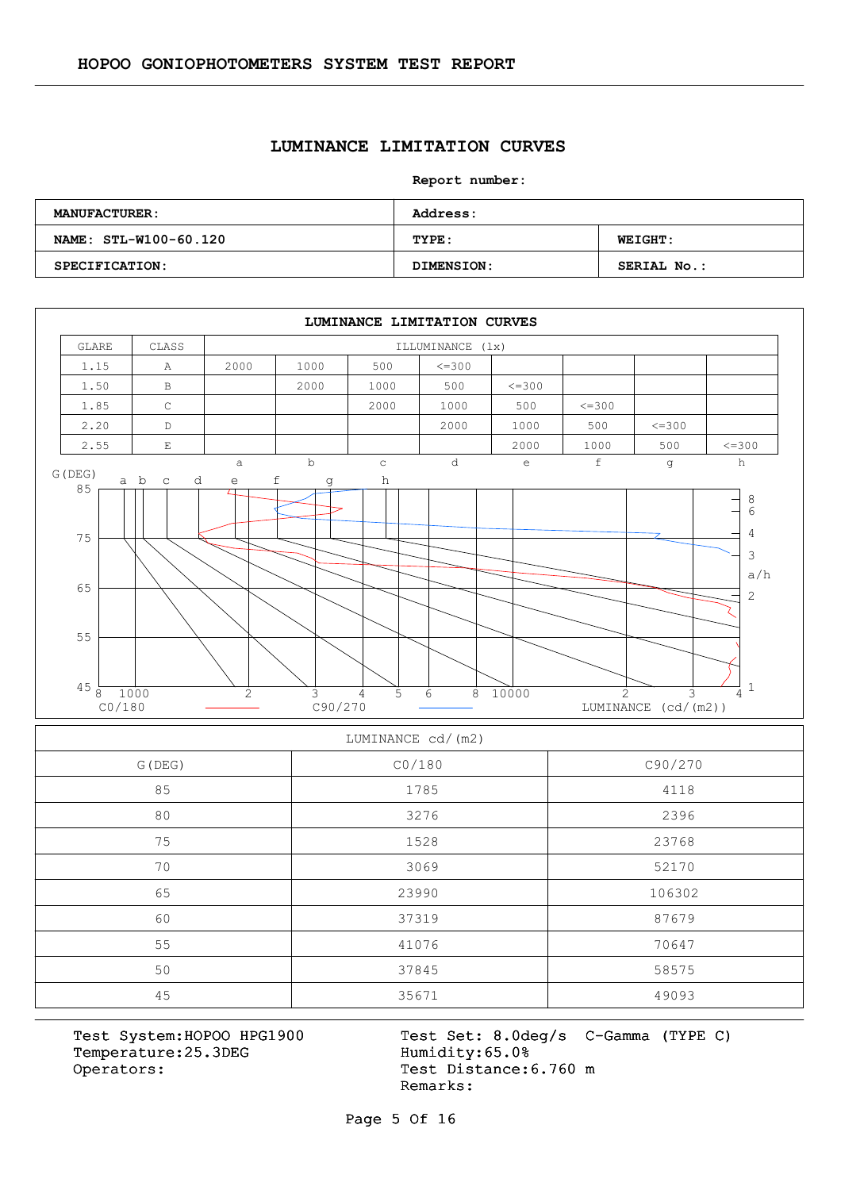# LUMINANCE LIMITATION CURVES

**Report number:**

| MANUFACTURER: | Address: | |
|---|---|---|
| NAME: STL-W100-60.120 | TYPE: | WEIGHT: |
| SPECIFICATION: | DIMENSION: | SERIAL No.: |

## LUMINANCE LIMITATION CURVES

| GLARE | CLASS | ILLUMINANCE (lx) | | | | | | | |
|---|---|---|---|---|---|---|---|---|---|
| 1.15 | A | 2000 | 1000 | 500 | <=300 | | | | |
| 1.50 | B | | 2000 | 1000 | 500 | <=300 | | | |
| 1.85 | C | | | 2000 | 1000 | 500 | <=300 | | |
| 2.20 | D | | | | 2000 | 1000 | 500 | <=300 | |
| 2.55 | E | | | | | 2000 | 1000 | 500 | <=300 |
| | | a | b | c | d | e | f | g | h |

G(DEG) 85 75 65 55 45 — a b c d e f g h — 8 1000 2 3 4 5 6 8 10000 2 3 4 — a/h 8 6 4 3 2 1

C0/180 ——— C90/270 ——— LUMINANCE (cd/(m2))

| LUMINANCE cd/(m2) | | |
|---|---|---|
| G(DEG) | C0/180 | C90/270 |
| 85 | 1785 | 4118 |
| 80 | 3276 | 2396 |
| 75 | 1528 | 23768 |
| 70 | 3069 | 52170 |
| 65 | 23990 | 106302 |
| 60 | 37319 | 87679 |
| 55 | 41076 | 70647 |
| 50 | 37845 | 58575 |
| 45 | 35671 | 49093 |

Test System:HOPOO HPG1900
Temperature:25.3DEG
Operators:

Test Set: 8.0deg/s C-Gamma (TYPE C)
Humidity:65.0%
Test Distance:6.760 m
Remarks: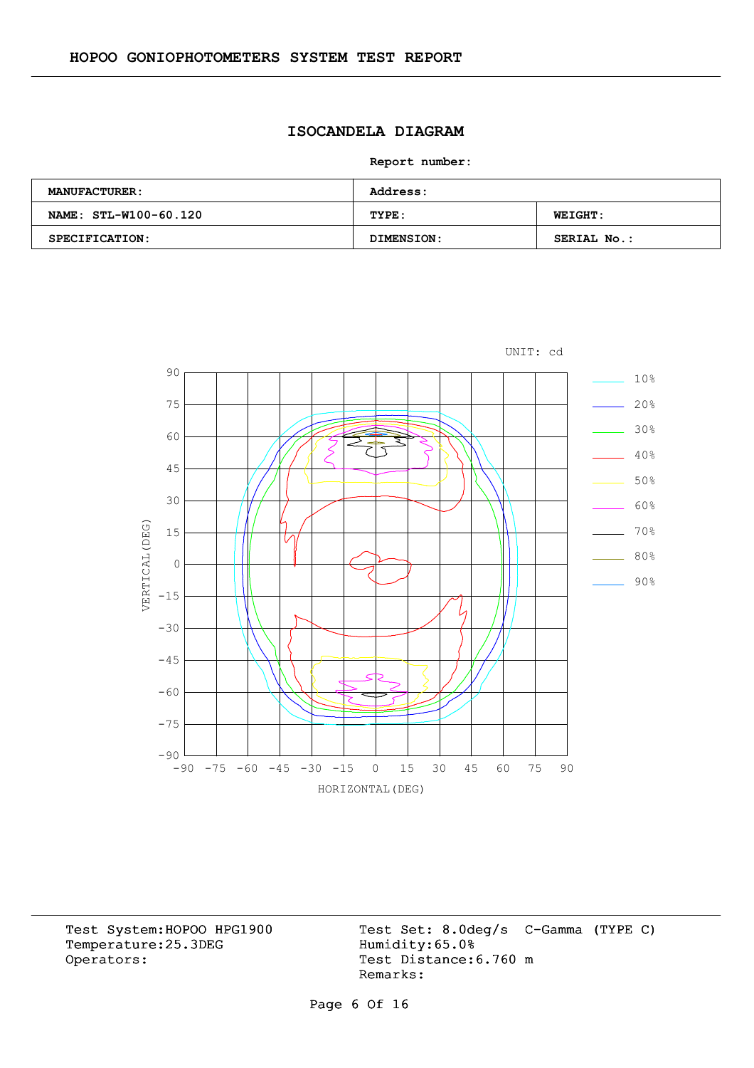# ISOCANDELA DIAGRAM

**Report number:**

| MANUFACTURER: | Address: | |
|---|---|---|
| NAME: STL-W100-60.120 | TYPE: | WEIGHT: |
| SPECIFICATION: | DIMENSION: | SERIAL No.: |

UNIT: cd

Legend: 10%, 20%, 30%, 40%, 50%, 60%, 70%, 80%, 90%

VERTICAL(DEG): 90, 75, 60, 45, 30, 15, 0, -15, -30, -45, -60, -75, -90

HORIZONTAL(DEG): -90, -75, -60, -45, -30, -15, 0, 15, 30, 45, 60, 75, 90

Test System:HOPOO HPG1900
Temperature:25.3DEG
Operators:

Test Set: 8.0deg/s C-Gamma (TYPE C)
Humidity:65.0%
Test Distance:6.760 m
Remarks: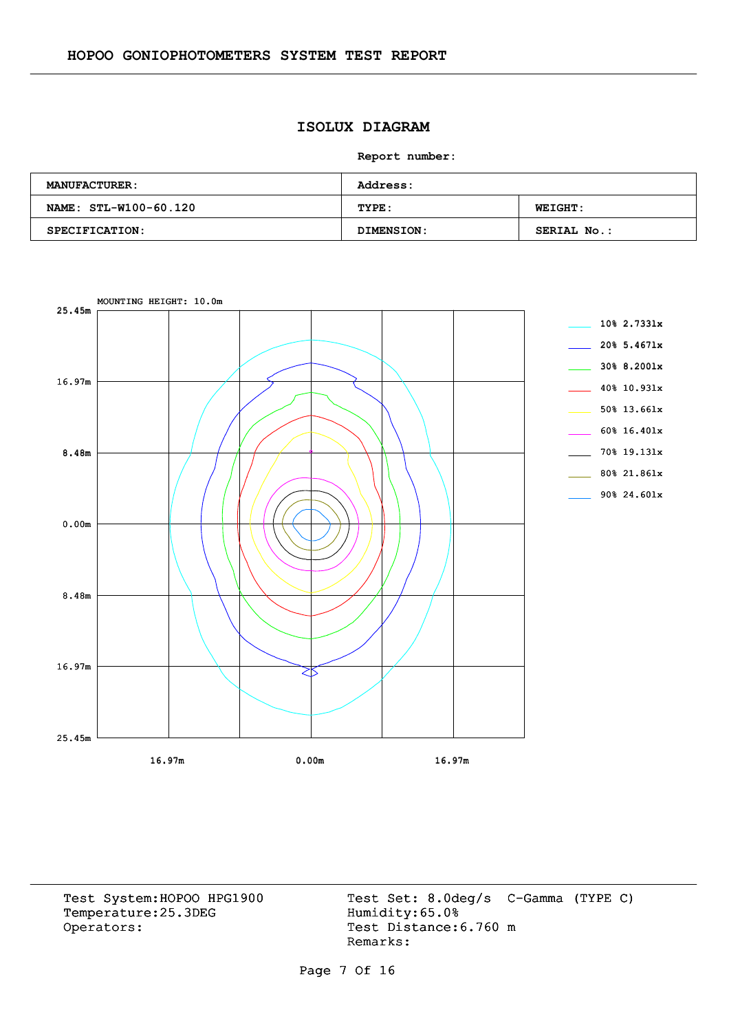HOPOO GONIOPHOTOMETERS SYSTEM TEST REPORT

# ISOLUX DIAGRAM

**Report number:**

| **MANUFACTURER:** | **Address:** | |
|---|---|---|
| **NAME: STL-W100-60.120** | **TYPE:** | **WEIGHT:** |
| **SPECIFICATION:** | **DIMENSION:** | **SERIAL No.:** |

MOUNTING HEIGHT: 10.0m

25.45m

16.97m

8.48m

0.00m

8.48m

16.97m

25.45m

16.97m 0.00m 16.97m

| Level | Illuminance |
|---|---|
| 10% | 2.733lx |
| 20% | 5.467lx |
| 30% | 8.200lx |
| 40% | 10.93lx |
| 50% | 13.66lx |
| 60% | 16.40lx |
| 70% | 19.13lx |
| 80% | 21.86lx |
| 90% | 24.60lx |

Test System:HOPOO HPG1900
Temperature:25.3DEG
Operators:

Test Set: 8.0deg/s C-Gamma (TYPE C)
Humidity:65.0%
Test Distance:6.760 m
Remarks: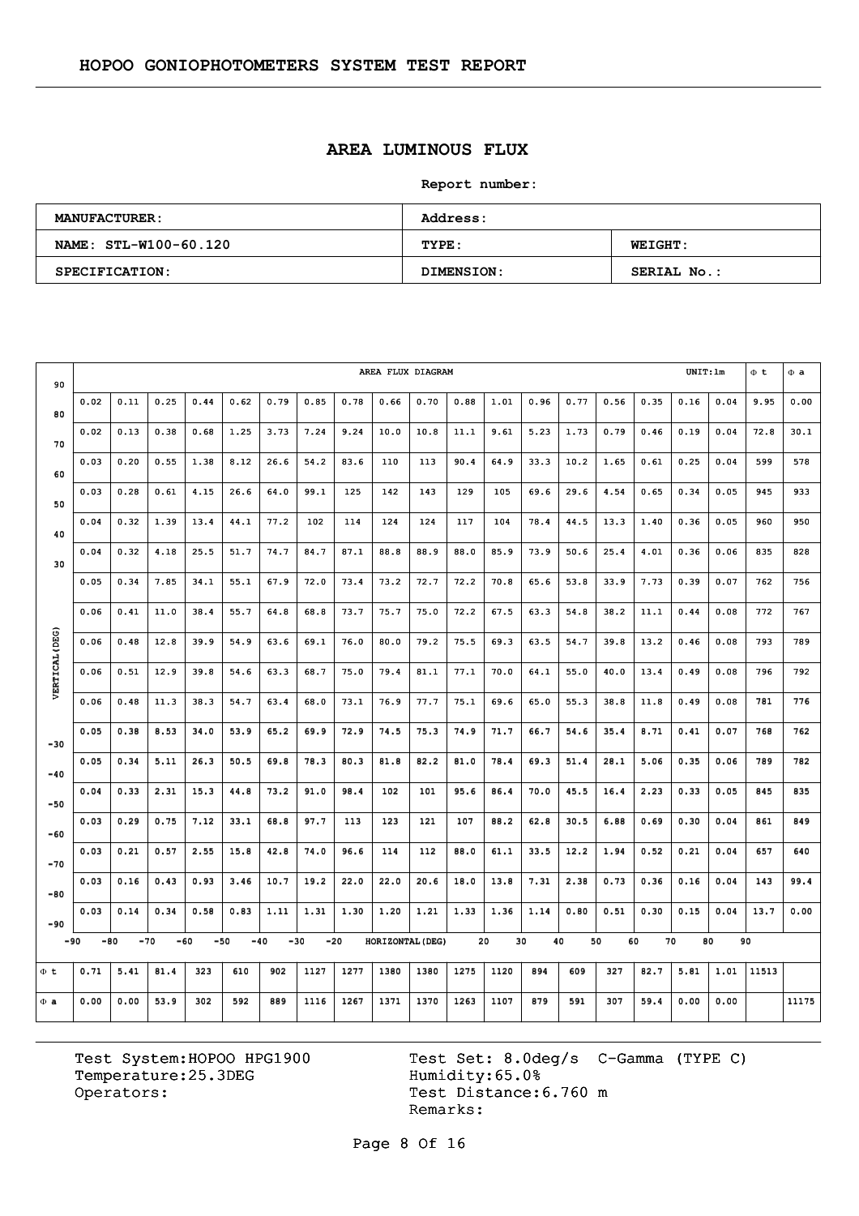## AREA LUMINOUS FLUX

**Report number:**

| MANUFACTURER: | Address: | |
|---|---|---|
| NAME: STL-W100-60.120 | TYPE: | WEIGHT: |
| SPECIFICATION: | DIMENSION: | SERIAL No.: |

AREA FLUX DIAGRAM — UNIT: lm

| VERTICAL(DEG) \ HORIZONTAL(DEG) | -90 to -80 | -80 to -70 | -70 to -60 | -60 to -50 | -50 to -40 | -40 to -30 | -30 to -20 | -20 to -10 | -10 to 0 | 0 to 10 | 10 to 20 | 20 to 30 | 30 to 40 | 40 to 50 | 50 to 60 | 60 to 70 | 70 to 80 | 80 to 90 | Φ t | Φ a |
|---|---|---|---|---|---|---|---|---|---|---|---|---|---|---|---|---|---|---|---|---|
| 90 to 80 | 0.02 | 0.11 | 0.25 | 0.44 | 0.62 | 0.79 | 0.85 | 0.78 | 0.66 | 0.70 | 0.88 | 1.01 | 0.96 | 0.77 | 0.56 | 0.35 | 0.16 | 0.04 | 9.95 | 0.00 |
| 80 to 70 | 0.02 | 0.13 | 0.38 | 0.68 | 1.25 | 3.73 | 7.24 | 9.24 | 10.0 | 10.8 | 11.1 | 9.61 | 5.23 | 1.73 | 0.79 | 0.46 | 0.19 | 0.04 | 72.8 | 30.1 |
| 70 to 60 | 0.03 | 0.20 | 0.55 | 1.38 | 8.12 | 26.6 | 54.2 | 83.6 | 110 | 113 | 90.4 | 64.9 | 33.3 | 10.2 | 1.65 | 0.61 | 0.25 | 0.04 | 599 | 578 |
| 60 to 50 | 0.03 | 0.28 | 0.61 | 4.15 | 26.6 | 64.0 | 99.1 | 125 | 142 | 143 | 129 | 105 | 69.6 | 29.6 | 4.54 | 0.65 | 0.34 | 0.05 | 945 | 933 |
| 50 to 40 | 0.04 | 0.32 | 1.39 | 13.4 | 44.1 | 77.2 | 102 | 114 | 124 | 124 | 117 | 104 | 78.4 | 44.5 | 13.3 | 1.40 | 0.36 | 0.05 | 960 | 950 |
| 40 to 30 | 0.04 | 0.32 | 4.18 | 25.5 | 51.7 | 74.7 | 84.7 | 87.1 | 88.8 | 88.9 | 88.0 | 85.9 | 73.9 | 50.6 | 25.4 | 4.01 | 0.36 | 0.06 | 835 | 828 |
| 30 to 20 | 0.05 | 0.34 | 7.85 | 34.1 | 55.1 | 67.9 | 72.0 | 73.4 | 73.2 | 72.7 | 72.2 | 70.8 | 65.6 | 53.8 | 33.9 | 7.73 | 0.39 | 0.07 | 762 | 756 |
| 20 to 10 | 0.06 | 0.41 | 11.0 | 38.4 | 55.7 | 64.8 | 68.8 | 73.7 | 75.7 | 75.0 | 72.2 | 67.5 | 63.3 | 54.8 | 38.2 | 11.1 | 0.44 | 0.08 | 772 | 767 |
| 10 to 0 | 0.06 | 0.48 | 12.8 | 39.9 | 54.9 | 63.6 | 69.1 | 76.0 | 80.0 | 79.2 | 75.5 | 69.3 | 63.5 | 54.7 | 39.8 | 13.2 | 0.46 | 0.08 | 793 | 789 |
| 0 to -10 | 0.06 | 0.51 | 12.9 | 39.8 | 54.6 | 63.3 | 68.7 | 75.0 | 79.4 | 81.1 | 77.1 | 70.0 | 64.1 | 55.0 | 40.0 | 13.4 | 0.49 | 0.08 | 796 | 792 |
| -10 to -20 | 0.06 | 0.48 | 11.3 | 38.3 | 54.7 | 63.4 | 68.0 | 73.1 | 76.9 | 77.7 | 75.1 | 69.6 | 65.0 | 55.3 | 38.8 | 11.8 | 0.49 | 0.08 | 781 | 776 |
| -20 to -30 | 0.05 | 0.38 | 8.53 | 34.0 | 53.9 | 65.2 | 69.9 | 72.9 | 74.5 | 75.3 | 74.9 | 71.7 | 66.7 | 54.6 | 35.4 | 8.71 | 0.41 | 0.07 | 768 | 762 |
| -30 to -40 | 0.05 | 0.34 | 5.11 | 26.3 | 50.5 | 69.8 | 78.3 | 80.3 | 81.8 | 82.2 | 81.0 | 78.4 | 69.3 | 51.4 | 28.1 | 5.06 | 0.35 | 0.06 | 789 | 782 |
| -40 to -50 | 0.04 | 0.33 | 2.31 | 15.3 | 44.8 | 73.2 | 91.0 | 98.4 | 102 | 101 | 95.6 | 86.4 | 70.0 | 45.5 | 16.4 | 2.23 | 0.33 | 0.05 | 845 | 835 |
| -50 to -60 | 0.03 | 0.29 | 0.75 | 7.12 | 33.1 | 68.8 | 97.7 | 113 | 123 | 121 | 107 | 88.2 | 62.8 | 30.5 | 6.88 | 0.69 | 0.30 | 0.04 | 861 | 849 |
| -60 to -70 | 0.03 | 0.21 | 0.57 | 2.55 | 15.8 | 42.8 | 74.0 | 96.6 | 114 | 112 | 88.0 | 61.1 | 33.5 | 12.2 | 1.94 | 0.52 | 0.21 | 0.04 | 657 | 640 |
| -70 to -80 | 0.03 | 0.16 | 0.43 | 0.93 | 3.46 | 10.7 | 19.2 | 22.0 | 22.0 | 20.6 | 18.0 | 13.8 | 7.31 | 2.38 | 0.73 | 0.36 | 0.16 | 0.04 | 143 | 99.4 |
| -80 to -90 | 0.03 | 0.14 | 0.34 | 0.58 | 0.83 | 1.11 | 1.31 | 1.30 | 1.20 | 1.21 | 1.33 | 1.36 | 1.14 | 0.80 | 0.51 | 0.30 | 0.15 | 0.04 | 13.7 | 0.00 |
| Φ t | 0.71 | 5.41 | 81.4 | 323 | 610 | 902 | 1127 | 1277 | 1380 | 1380 | 1275 | 1120 | 894 | 609 | 327 | 82.7 | 5.81 | 1.01 | 11513 | |
| Φ a | 0.00 | 0.00 | 53.9 | 302 | 592 | 889 | 1116 | 1267 | 1371 | 1370 | 1263 | 1107 | 879 | 591 | 307 | 59.4 | 0.00 | 0.00 | | 11175 |

Test System:HOPOO HPG1900
Temperature:25.3DEG
Operators:

Test Set: 8.0deg/s C-Gamma (TYPE C)
Humidity:65.0%
Test Distance:6.760 m
Remarks: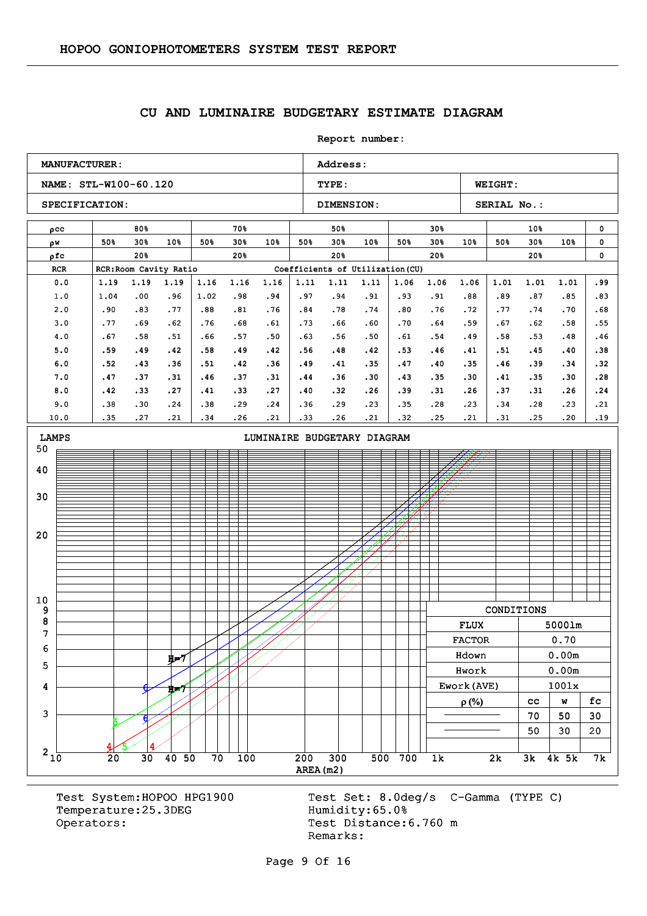# CU AND LUMINAIRE BUDGETARY ESTIMATE DIAGRAM

Report number:

| MANUFACTURER: | Address: | |
|---|---|---|
| NAME: STL-W100-60.120 | TYPE: | WEIGHT: |
| SPECIFICATION: | DIMENSION: | SERIAL No.: |

| ρcc | 80% | | | 70% | | | 50% | | | 30% | | | 10% | | | 0 |
|---|---|---|---|---|---|---|---|---|---|---|---|---|---|---|---|---|
| ρw | 50% | 30% | 10% | 50% | 30% | 10% | 50% | 30% | 10% | 50% | 30% | 10% | 50% | 30% | 10% | 0 |
| ρfc | 20% | | | 20% | | | 20% | | | 20% | | | 20% | | | 0 |
| RCR | RCR:Room Cavity Ratio | | | | | | Coefficients of Utilization(CU) | | | | | | | | | |
| 0.0 | 1.19 | 1.19 | 1.19 | 1.16 | 1.16 | 1.16 | 1.11 | 1.11 | 1.11 | 1.06 | 1.06 | 1.06 | 1.01 | 1.01 | 1.01 | .99 |
| 1.0 | 1.04 | .00 | .96 | 1.02 | .98 | .94 | .97 | .94 | .91 | .93 | .91 | .88 | .89 | .87 | .85 | .83 |
| 2.0 | .90 | .83 | .77 | .88 | .81 | .76 | .84 | .78 | .74 | .80 | .76 | .72 | .77 | .74 | .70 | .68 |
| 3.0 | .77 | .69 | .62 | .76 | .68 | .61 | .73 | .66 | .60 | .70 | .64 | .59 | .67 | .62 | .58 | .55 |
| 4.0 | .67 | .58 | .51 | .66 | .57 | .50 | .63 | .56 | .50 | .61 | .54 | .49 | .58 | .53 | .48 | .46 |
| 5.0 | .59 | .49 | .42 | .58 | .49 | .42 | .56 | .48 | .42 | .53 | .46 | .41 | .51 | .45 | .40 | .38 |
| 6.0 | .52 | .43 | .36 | .51 | .42 | .36 | .49 | .41 | .35 | .47 | .40 | .35 | .46 | .39 | .34 | .32 |
| 7.0 | .47 | .37 | .31 | .46 | .37 | .31 | .44 | .36 | .30 | .43 | .35 | .30 | .41 | .35 | .30 | .28 |
| 8.0 | .42 | .33 | .27 | .41 | .33 | .27 | .40 | .32 | .26 | .39 | .31 | .26 | .37 | .31 | .26 | .24 |
| 9.0 | .38 | .30 | .24 | .38 | .29 | .24 | .36 | .29 | .23 | .35 | .28 | .23 | .34 | .28 | .23 | .21 |
| 10.0 | .35 | .27 | .21 | .34 | .26 | .21 | .33 | .26 | .21 | .32 | .25 | .21 | .31 | .25 | .20 | .19 |

## LUMINAIRE BUDGETARY DIAGRAM

LAMPS (2–50) vs AREA(m2) (10–7k); curve labels: H=7, 6, 5, 4

| CONDITIONS | | | |
|---|---|---|---|
| FLUX | 5000lm | | |
| FACTOR | 0.70 | | |
| Hdown | 0.00m | | |
| Hwork | 0.00m | | |
| Ework(AVE) | 100lx | | |
| ρ(%) | cc | w | fc |
| ——— (solid) | 70 | 50 | 30 |
| ——— (dashed) | 50 | 30 | 20 |

Test System:HOPOO HPG1900
Temperature:25.3DEG
Operators:

Test Set: 8.0deg/s C-Gamma (TYPE C)
Humidity:65.0%
Test Distance:6.760 m
Remarks: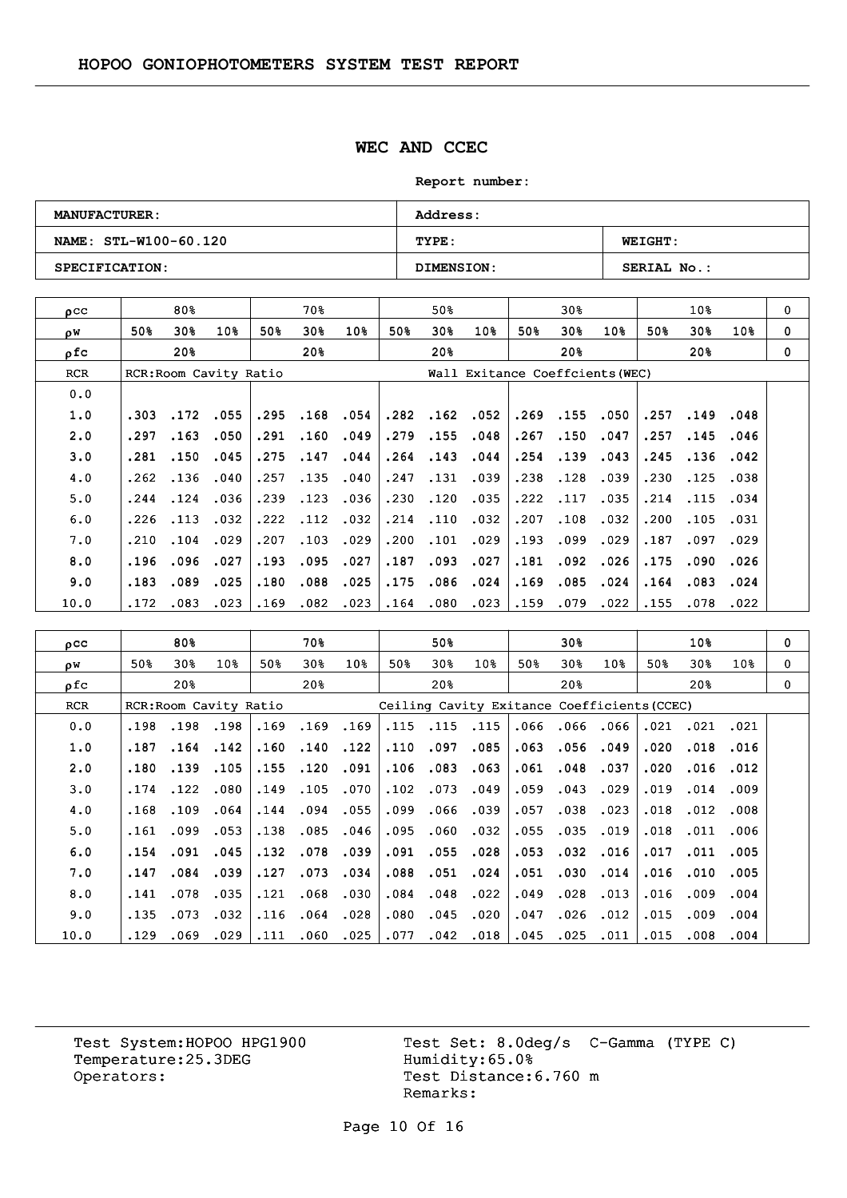## WEC AND CCEC

**Report number:**

| MANUFACTURER: | Address: | |
|---|---|---|
| NAME: STL-W100-60.120 | TYPE: | WEIGHT: |
| SPECIFICATION: | DIMENSION: | SERIAL No.: |

| ρcc | 80% | | | 70% | | | 50% | | | 30% | | | 10% | | | 0 |
|---|---|---|---|---|---|---|---|---|---|---|---|---|---|---|---|---|
| ρw | 50% | 30% | 10% | 50% | 30% | 10% | 50% | 30% | 10% | 50% | 30% | 10% | 50% | 30% | 10% | 0 |
| ρfc | 20% | | | 20% | | | 20% | | | 20% | | | 20% | | | 0 |
| RCR | RCR:Room Cavity Ratio | | | | | | Wall Exitance Coeffcients(WEC) | | | | | | | | | |
| 0.0 | | | | | | | | | | | | | | | | |
| 1.0 | .303 | .172 | .055 | .295 | .168 | .054 | .282 | .162 | .052 | .269 | .155 | .050 | .257 | .149 | .048 | |
| 2.0 | .297 | .163 | .050 | .291 | .160 | .049 | .279 | .155 | .048 | .267 | .150 | .047 | .257 | .145 | .046 | |
| 3.0 | .281 | .150 | .045 | .275 | .147 | .044 | .264 | .143 | .044 | .254 | .139 | .043 | .245 | .136 | .042 | |
| 4.0 | .262 | .136 | .040 | .257 | .135 | .040 | .247 | .131 | .039 | .238 | .128 | .039 | .230 | .125 | .038 | |
| 5.0 | .244 | .124 | .036 | .239 | .123 | .036 | .230 | .120 | .035 | .222 | .117 | .035 | .214 | .115 | .034 | |
| 6.0 | .226 | .113 | .032 | .222 | .112 | .032 | .214 | .110 | .032 | .207 | .108 | .032 | .200 | .105 | .031 | |
| 7.0 | .210 | .104 | .029 | .207 | .103 | .029 | .200 | .101 | .029 | .193 | .099 | .029 | .187 | .097 | .029 | |
| 8.0 | .196 | .096 | .027 | .193 | .095 | .027 | .187 | .093 | .027 | .181 | .092 | .026 | .175 | .090 | .026 | |
| 9.0 | .183 | .089 | .025 | .180 | .088 | .025 | .175 | .086 | .024 | .169 | .085 | .024 | .164 | .083 | .024 | |
| 10.0 | .172 | .083 | .023 | .169 | .082 | .023 | .164 | .080 | .023 | .159 | .079 | .022 | .155 | .078 | .022 | |

| ρcc | 80% | | | 70% | | | 50% | | | 30% | | | 10% | | | 0 |
|---|---|---|---|---|---|---|---|---|---|---|---|---|---|---|---|---|
| ρw | 50% | 30% | 10% | 50% | 30% | 10% | 50% | 30% | 10% | 50% | 30% | 10% | 50% | 30% | 10% | 0 |
| ρfc | 20% | | | 20% | | | 20% | | | 20% | | | 20% | | | 0 |
| RCR | RCR:Room Cavity Ratio | | | | | | Ceiling Cavity Exitance Coefficients(CCEC) | | | | | | | | | |
| 0.0 | .198 | .198 | .198 | .169 | .169 | .169 | .115 | .115 | .115 | .066 | .066 | .066 | .021 | .021 | .021 | |
| 1.0 | .187 | .164 | .142 | .160 | .140 | .122 | .110 | .097 | .085 | .063 | .056 | .049 | .020 | .018 | .016 | |
| 2.0 | .180 | .139 | .105 | .155 | .120 | .091 | .106 | .083 | .063 | .061 | .048 | .037 | .020 | .016 | .012 | |
| 3.0 | .174 | .122 | .080 | .149 | .105 | .070 | .102 | .073 | .049 | .059 | .043 | .029 | .019 | .014 | .009 | |
| 4.0 | .168 | .109 | .064 | .144 | .094 | .055 | .099 | .066 | .039 | .057 | .038 | .023 | .018 | .012 | .008 | |
| 5.0 | .161 | .099 | .053 | .138 | .085 | .046 | .095 | .060 | .032 | .055 | .035 | .019 | .018 | .011 | .006 | |
| 6.0 | .154 | .091 | .045 | .132 | .078 | .039 | .091 | .055 | .028 | .053 | .032 | .016 | .017 | .011 | .005 | |
| 7.0 | .147 | .084 | .039 | .127 | .073 | .034 | .088 | .051 | .024 | .051 | .030 | .014 | .016 | .010 | .005 | |
| 8.0 | .141 | .078 | .035 | .121 | .068 | .030 | .084 | .048 | .022 | .049 | .028 | .013 | .016 | .009 | .004 | |
| 9.0 | .135 | .073 | .032 | .116 | .064 | .028 | .080 | .045 | .020 | .047 | .026 | .012 | .015 | .009 | .004 | |
| 10.0 | .129 | .069 | .029 | .111 | .060 | .025 | .077 | .042 | .018 | .045 | .025 | .011 | .015 | .008 | .004 | |

Test System:HOPOO HPG1900
Temperature:25.3DEG
Operators:

Test Set: 8.0deg/s C-Gamma (TYPE C)
Humidity:65.0%
Test Distance:6.760 m
Remarks: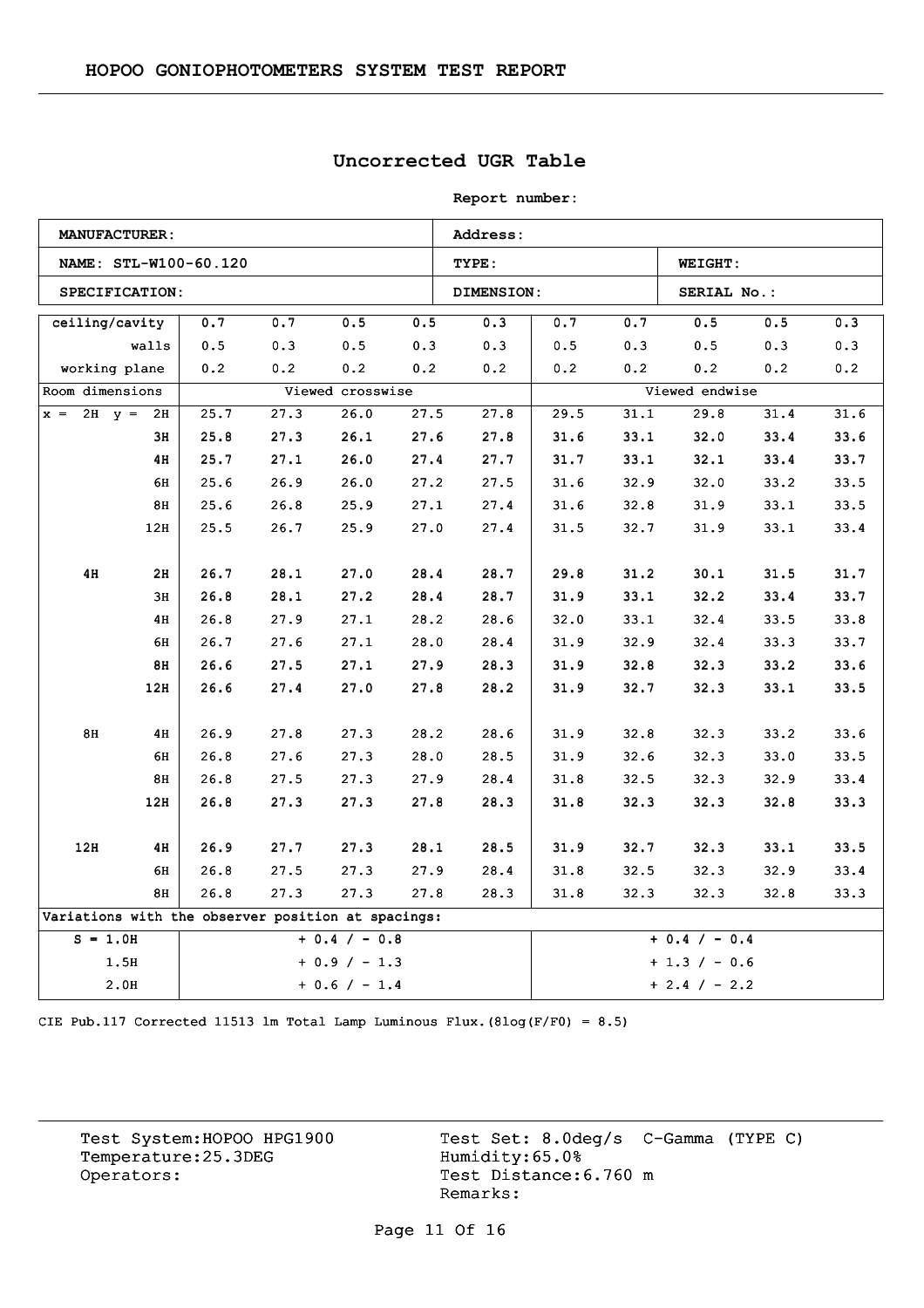## Uncorrected UGR Table

**Report number:**

| **MANUFACTURER:** | **Address:** | |
|---|---|---|
| **NAME:** STL-W100-60.120 | **TYPE:** | **WEIGHT:** |
| **SPECIFICATION:** | **DIMENSION:** | **SERIAL No.:** |

| ceiling/cavity | | 0.7 | 0.7 | 0.5 | 0.5 | 0.3 | 0.7 | 0.7 | 0.5 | 0.5 | 0.3 |
|---|---|---|---|---|---|---|---|---|---|---|---|
| walls | | 0.5 | 0.3 | 0.5 | 0.3 | 0.3 | 0.5 | 0.3 | 0.5 | 0.3 | 0.3 |
| working plane | | 0.2 | 0.2 | 0.2 | 0.2 | 0.2 | 0.2 | 0.2 | 0.2 | 0.2 | 0.2 |
| Room dimensions | | Viewed crosswise | | | | | Viewed endwise | | | | |
| x = 2H | y = 2H | 25.7 | 27.3 | 26.0 | 27.5 | 27.8 | 29.5 | 31.1 | 29.8 | 31.4 | 31.6 |
| | 3H | 25.8 | 27.3 | 26.1 | 27.6 | 27.8 | 31.6 | 33.1 | 32.0 | 33.4 | 33.6 |
| | 4H | 25.7 | 27.1 | 26.0 | 27.4 | 27.7 | 31.7 | 33.1 | 32.1 | 33.4 | 33.7 |
| | 6H | 25.6 | 26.9 | 26.0 | 27.2 | 27.5 | 31.6 | 32.9 | 32.0 | 33.2 | 33.5 |
| | 8H | 25.6 | 26.8 | 25.9 | 27.1 | 27.4 | 31.6 | 32.8 | 31.9 | 33.1 | 33.5 |
| | 12H | 25.5 | 26.7 | 25.9 | 27.0 | 27.4 | 31.5 | 32.7 | 31.9 | 33.1 | 33.4 |
| 4H | 2H | 26.7 | 28.1 | 27.0 | 28.4 | 28.7 | 29.8 | 31.2 | 30.1 | 31.5 | 31.7 |
| | 3H | 26.8 | 28.1 | 27.2 | 28.4 | 28.7 | 31.9 | 33.1 | 32.2 | 33.4 | 33.7 |
| | 4H | 26.8 | 27.9 | 27.1 | 28.2 | 28.6 | 32.0 | 33.1 | 32.4 | 33.5 | 33.8 |
| | 6H | 26.7 | 27.6 | 27.1 | 28.0 | 28.4 | 31.9 | 32.9 | 32.4 | 33.3 | 33.7 |
| | 8H | 26.6 | 27.5 | 27.1 | 27.9 | 28.3 | 31.9 | 32.8 | 32.3 | 33.2 | 33.6 |
| | 12H | 26.6 | 27.4 | 27.0 | 27.8 | 28.2 | 31.9 | 32.7 | 32.3 | 33.1 | 33.5 |
| 8H | 4H | 26.9 | 27.8 | 27.3 | 28.2 | 28.6 | 31.9 | 32.8 | 32.3 | 33.2 | 33.6 |
| | 6H | 26.8 | 27.6 | 27.3 | 28.0 | 28.5 | 31.9 | 32.6 | 32.3 | 33.0 | 33.5 |
| | 8H | 26.8 | 27.5 | 27.3 | 27.9 | 28.4 | 31.8 | 32.5 | 32.3 | 32.9 | 33.4 |
| | 12H | 26.8 | 27.3 | 27.3 | 27.8 | 28.3 | 31.8 | 32.3 | 32.3 | 32.8 | 33.3 |
| 12H | 4H | 26.9 | 27.7 | 27.3 | 28.1 | 28.5 | 31.9 | 32.7 | 32.3 | 33.1 | 33.5 |
| | 6H | 26.8 | 27.5 | 27.3 | 27.9 | 28.4 | 31.8 | 32.5 | 32.3 | 32.9 | 33.4 |
| | 8H | 26.8 | 27.3 | 27.3 | 27.8 | 28.3 | 31.8 | 32.3 | 32.3 | 32.8 | 33.3 |
| Variations with the observer position at spacings: | | | | | | | | | | | |
| S = 1.0H | | + 0.4 / - 0.8 | | | | | + 0.4 / - 0.4 | | | | |
| 1.5H | | + 0.9 / - 1.3 | | | | | + 1.3 / - 0.6 | | | | |
| 2.0H | | + 0.6 / - 1.4 | | | | | + 2.4 / - 2.2 | | | | |

CIE Pub.117 Corrected 11513 lm Total Lamp Luminous Flux.(8log(F/F0) = 8.5)

Test System:HOPOO HPG1900
Temperature:25.3DEG
Operators:

Test Set: 8.0deg/s C-Gamma (TYPE C)
Humidity:65.0%
Test Distance:6.760 m
Remarks: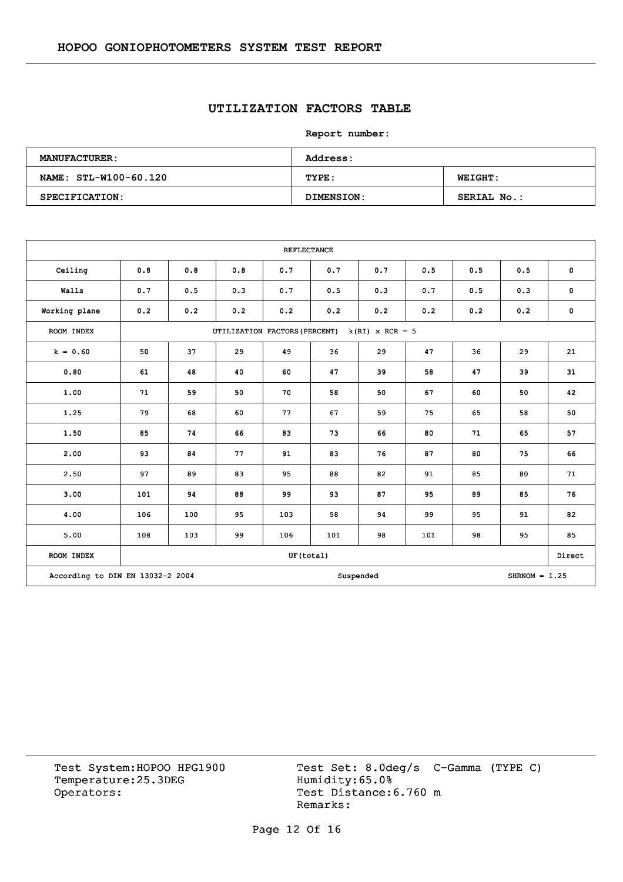## UTILIZATION FACTORS TABLE

**Report number:**

| **MANUFACTURER:** | **Address:** | |
|---|---|---|
| **NAME: STL-W100-60.120** | **TYPE:** | **WEIGHT:** |
| **SPECIFICATION:** | **DIMENSION:** | **SERIAL No.:** |

| REFLECTANCE | | | | | | | | | | |
|---|---|---|---|---|---|---|---|---|---|---|
| Ceiling | 0.8 | 0.8 | 0.8 | 0.7 | 0.7 | 0.7 | 0.5 | 0.5 | 0.5 | 0 |
| Walls | 0.7 | 0.5 | 0.3 | 0.7 | 0.5 | 0.3 | 0.7 | 0.5 | 0.3 | 0 |
| Working plane | 0.2 | 0.2 | 0.2 | 0.2 | 0.2 | 0.2 | 0.2 | 0.2 | 0.2 | 0 |
| ROOM INDEX | UTILIZATION FACTORS(PERCENT) k(RI) x RCR = 5 | | | | | | | | | |
| k = 0.60 | 50 | 37 | 29 | 49 | 36 | 29 | 47 | 36 | 29 | 21 |
| 0.80 | 61 | 48 | 40 | 60 | 47 | 39 | 58 | 47 | 39 | 31 |
| 1.00 | 71 | 59 | 50 | 70 | 58 | 50 | 67 | 60 | 50 | 42 |
| 1.25 | 79 | 68 | 60 | 77 | 67 | 59 | 75 | 65 | 58 | 50 |
| 1.50 | 85 | 74 | 66 | 83 | 73 | 66 | 80 | 71 | 65 | 57 |
| 2.00 | 93 | 84 | 77 | 91 | 83 | 76 | 87 | 80 | 75 | 66 |
| 2.50 | 97 | 89 | 83 | 95 | 88 | 82 | 91 | 85 | 80 | 71 |
| 3.00 | 101 | 94 | 88 | 99 | 93 | 87 | 95 | 89 | 85 | 76 |
| 4.00 | 106 | 100 | 95 | 103 | 98 | 94 | 99 | 95 | 91 | 82 |
| 5.00 | 108 | 103 | 99 | 106 | 101 | 98 | 101 | 98 | 95 | 85 |
| ROOM INDEX | UF(total) | | | | | | | | | Direct |
| According to DIN EN 13032-2 2004 | | | | | Suspended | | | | SHRNOM = 1.25 | |

Test System:HOPOO HPG1900
Temperature:25.3DEG
Operators:

Test Set: 8.0deg/s C-Gamma (TYPE C)
Humidity:65.0%
Test Distance:6.760 m
Remarks: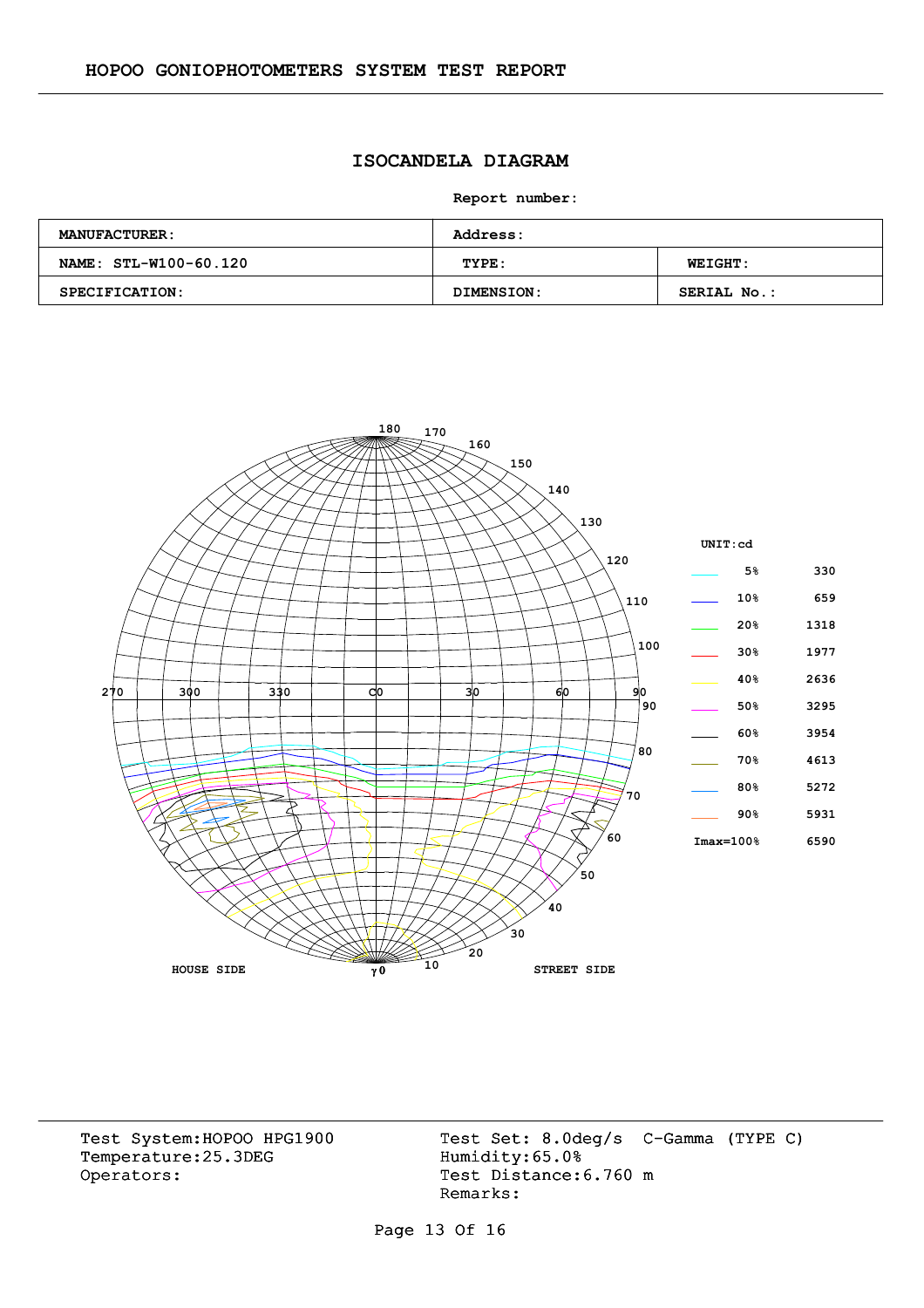# ISOCANDELA DIAGRAM

**Report number:**

| MANUFACTURER: | Address: | |
|---|---|---|
| NAME: STL-W100-60.120 | TYPE: | WEIGHT: |
| SPECIFICATION: | DIMENSION: | SERIAL No.: |

UNIT:cd

| | | |
|---|---|---|
| | 5% | 330 |
| | 10% | 659 |
| | 20% | 1318 |
| | 30% | 1977 |
| | 40% | 2636 |
| | 50% | 3295 |
| | 60% | 3954 |
| | 70% | 4613 |
| | 80% | 5272 |
| | 90% | 5931 |
| | Imax=100% | 6590 |

HOUSE SIDE — STREET SIDE

Test System:HOPOO HPG1900
Temperature:25.3DEG
Operators:

Test Set: 8.0deg/s C-Gamma (TYPE C)
Humidity:65.0%
Test Distance:6.760 m
Remarks: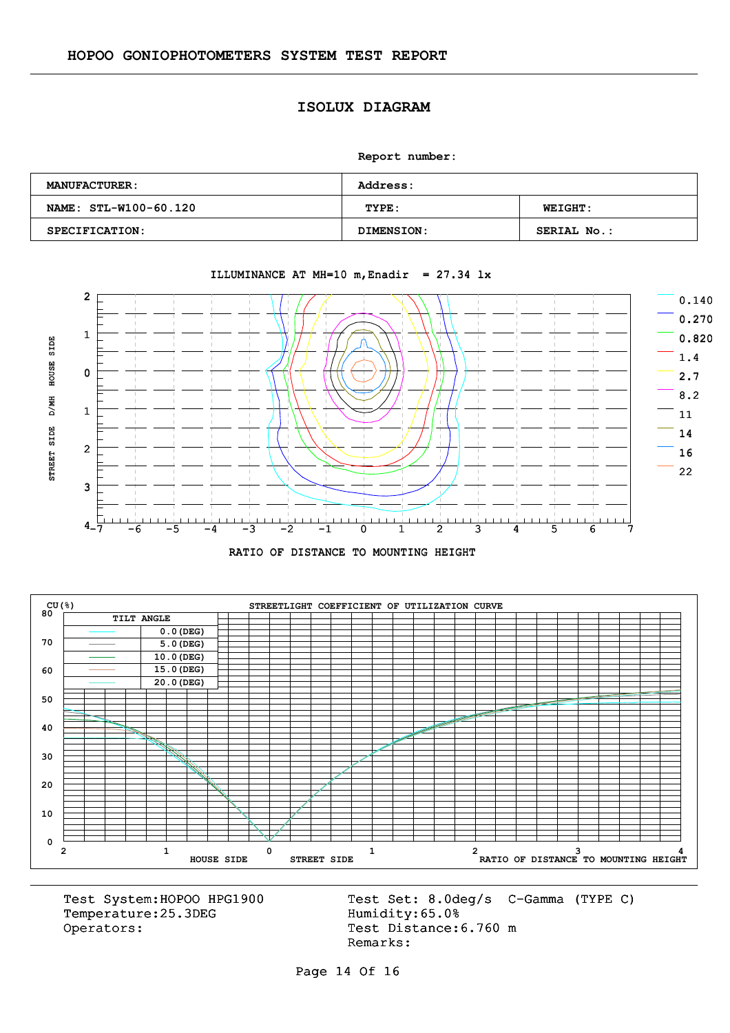HOPOO GONIOPHOTOMETERS SYSTEM TEST REPORT

## ISOLUX DIAGRAM

Report number:

| MANUFACTURER: | Address: | |
|---|---|---|
| NAME: STL-W100-60.120 | TYPE: | WEIGHT: |
| SPECIFICATION: | DIMENSION: | SERIAL No.: |

ILLUMINANCE AT MH=10 m,Enadir = 27.34 lx

Legend: 0.140, 0.270, 0.820, 1.4, 2.7, 8.2, 11, 14, 16, 22

STREET SIDE D/MH HOUSE SIDE

RATIO OF DISTANCE TO MOUNTING HEIGHT

STREETLIGHT COEFFICIENT OF UTILIZATION CURVE

CU(%)

| TILT ANGLE |
|---|
| 0.0(DEG) |
| 5.0(DEG) |
| 10.0(DEG) |
| 15.0(DEG) |
| 20.0(DEG) |

HOUSE SIDE STREET SIDE RATIO OF DISTANCE TO MOUNTING HEIGHT

Test System:HOPOO HPG1900
Temperature:25.3DEG
Operators:

Test Set: 8.0deg/s C-Gamma (TYPE C)
Humidity:65.0%
Test Distance:6.760 m
Remarks: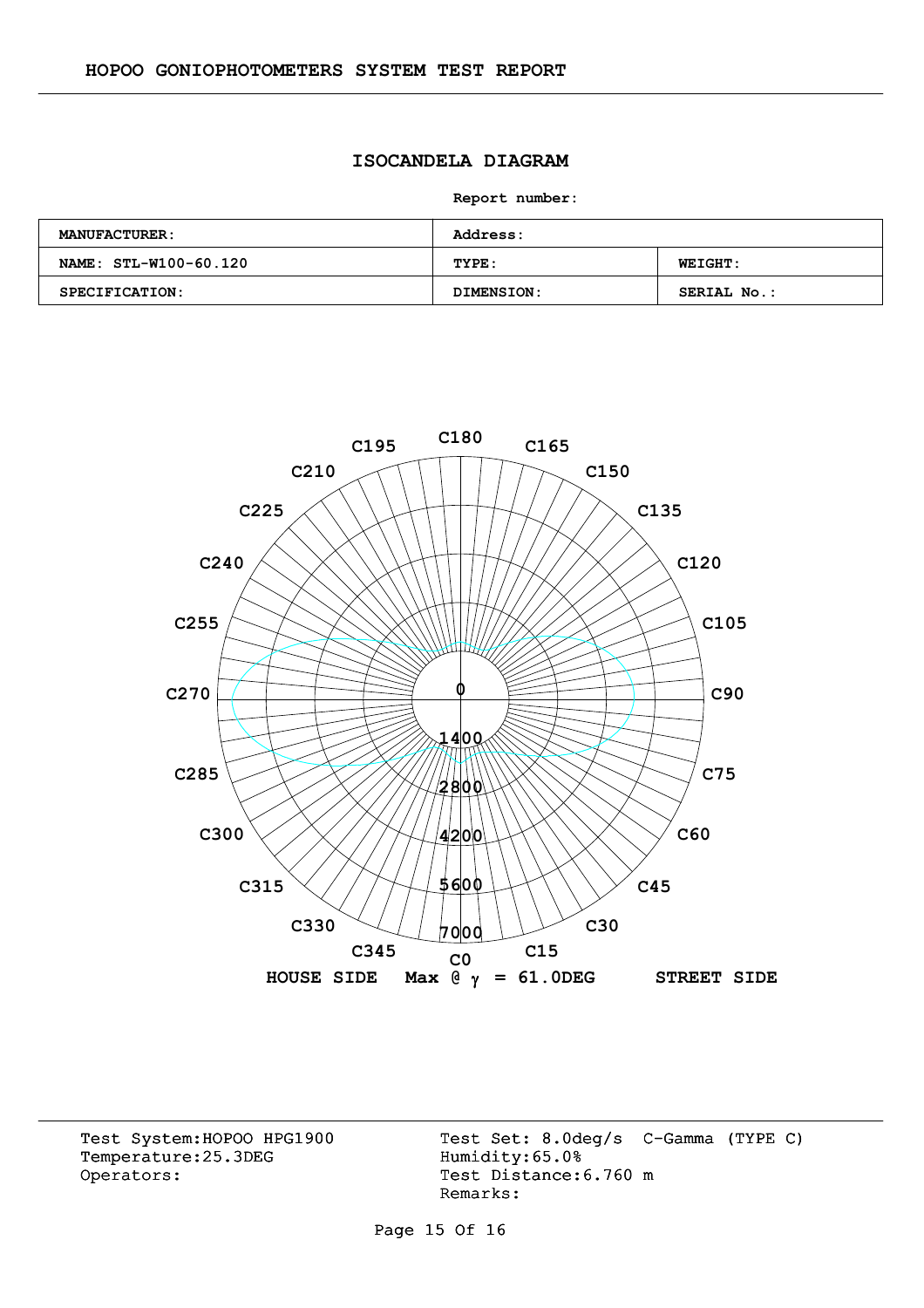HOPOO GONIOPHOTOMETERS SYSTEM TEST REPORT

## ISOCANDELA DIAGRAM

**Report number:**

| **MANUFACTURER:** | **Address:** | |
|---|---|---|
| **NAME: STL-W100-60.120** | **TYPE:** | **WEIGHT:** |
| **SPECIFICATION:** | **DIMENSION:** | **SERIAL No.:** |

C180 C165 C150 C135 C120 C105 C90 C75 C60 C45 C30 C15 C0 C345 C330 C315 C300 C285 C270 C255 C240 C225 C210 C195

0 1400 2800 4200 5600 7000

**HOUSE SIDE** **Max @ $\gamma$ = 61.0DEG** **STREET SIDE**

Test System:HOPOO HPG1900
Temperature:25.3DEG
Operators:

Test Set: 8.0deg/s C-Gamma (TYPE C)
Humidity:65.0%
Test Distance:6.760 m
Remarks: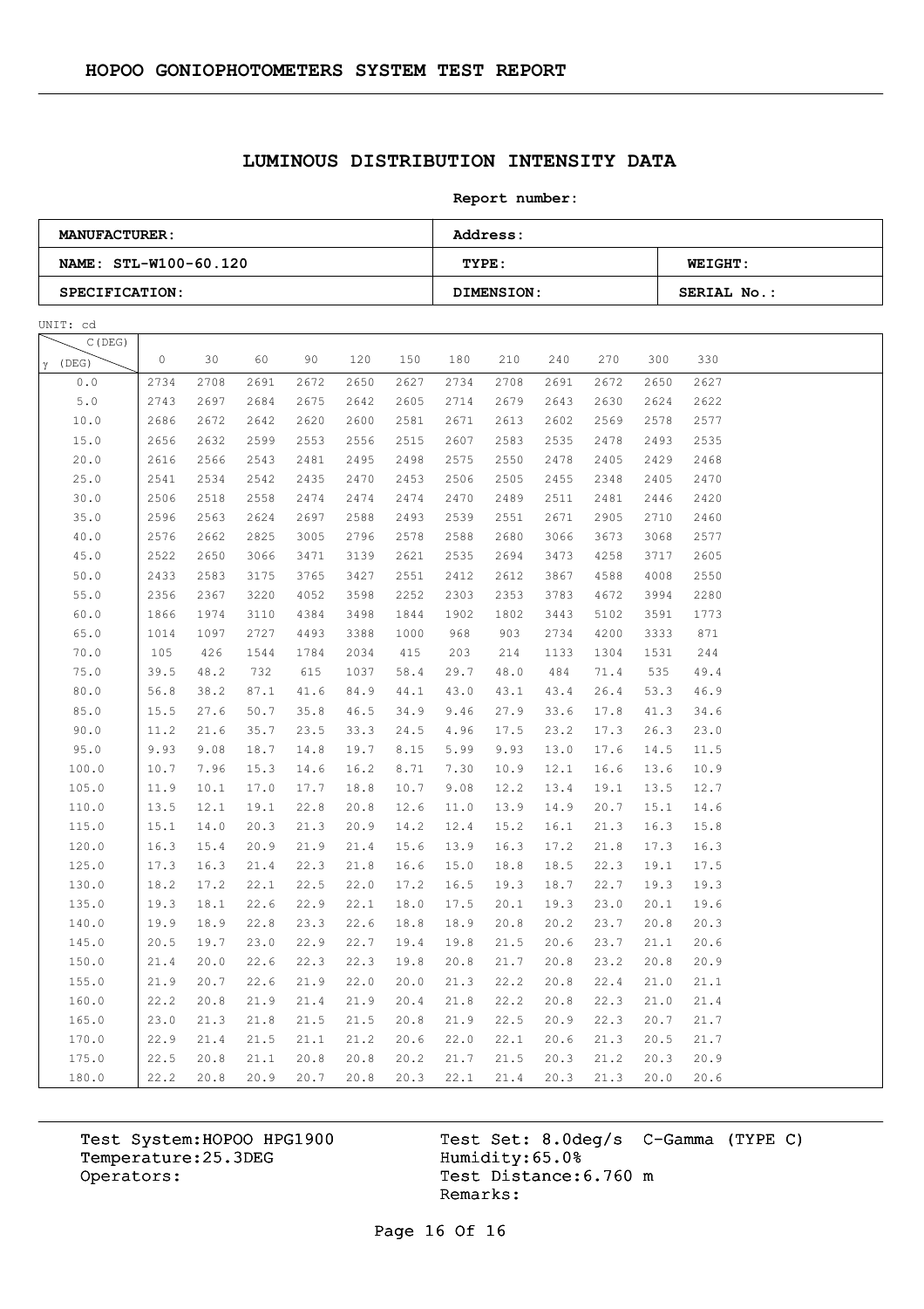# HOPOO GONIOPHOTOMETERS SYSTEM TEST REPORT

## LUMINOUS DISTRIBUTION INTENSITY DATA

**Report number:**

| | | |
|---|---|---|
| **MANUFACTURER:** | **Address:** | |
| **NAME: STL-W100-60.120** | **TYPE:** | **WEIGHT:** |
| **SPECIFICATION:** | **DIMENSION:** | **SERIAL No.:** |

UNIT: cd

| C(DEG) / γ (DEG) | 0 | 30 | 60 | 90 | 120 | 150 | 180 | 210 | 240 | 270 | 300 | 330 |
|---|---|---|---|---|---|---|---|---|---|---|---|---|
| 0.0 | 2734 | 2708 | 2691 | 2672 | 2650 | 2627 | 2734 | 2708 | 2691 | 2672 | 2650 | 2627 |
| 5.0 | 2743 | 2697 | 2684 | 2675 | 2642 | 2605 | 2714 | 2679 | 2643 | 2630 | 2624 | 2622 |
| 10.0 | 2686 | 2672 | 2642 | 2620 | 2600 | 2581 | 2671 | 2613 | 2602 | 2569 | 2578 | 2577 |
| 15.0 | 2656 | 2632 | 2599 | 2553 | 2556 | 2515 | 2607 | 2583 | 2535 | 2478 | 2493 | 2535 |
| 20.0 | 2616 | 2566 | 2543 | 2481 | 2495 | 2498 | 2575 | 2550 | 2478 | 2405 | 2429 | 2468 |
| 25.0 | 2541 | 2534 | 2542 | 2435 | 2470 | 2453 | 2506 | 2505 | 2455 | 2348 | 2405 | 2470 |
| 30.0 | 2506 | 2518 | 2558 | 2474 | 2474 | 2474 | 2470 | 2489 | 2511 | 2481 | 2446 | 2420 |
| 35.0 | 2596 | 2563 | 2624 | 2697 | 2588 | 2493 | 2539 | 2551 | 2671 | 2905 | 2710 | 2460 |
| 40.0 | 2576 | 2662 | 2825 | 3005 | 2796 | 2578 | 2588 | 2680 | 3066 | 3673 | 3068 | 2577 |
| 45.0 | 2522 | 2650 | 3066 | 3471 | 3139 | 2621 | 2535 | 2694 | 3473 | 4258 | 3717 | 2605 |
| 50.0 | 2433 | 2583 | 3175 | 3765 | 3427 | 2551 | 2412 | 2612 | 3867 | 4588 | 4008 | 2550 |
| 55.0 | 2356 | 2367 | 3220 | 4052 | 3598 | 2252 | 2303 | 2353 | 3783 | 4672 | 3994 | 2280 |
| 60.0 | 1866 | 1974 | 3110 | 4384 | 3498 | 1844 | 1902 | 1802 | 3443 | 5102 | 3591 | 1773 |
| 65.0 | 1014 | 1097 | 2727 | 4493 | 3388 | 1000 | 968 | 903 | 2734 | 4200 | 3333 | 871 |
| 70.0 | 105 | 426 | 1544 | 1784 | 2034 | 415 | 203 | 214 | 1133 | 1304 | 1531 | 244 |
| 75.0 | 39.5 | 48.2 | 732 | 615 | 1037 | 58.4 | 29.7 | 48.0 | 484 | 71.4 | 535 | 49.4 |
| 80.0 | 56.8 | 38.2 | 87.1 | 41.6 | 84.9 | 44.1 | 43.0 | 43.1 | 43.4 | 26.4 | 53.3 | 46.9 |
| 85.0 | 15.5 | 27.6 | 50.7 | 35.8 | 46.5 | 34.9 | 9.46 | 27.9 | 33.6 | 17.8 | 41.3 | 34.6 |
| 90.0 | 11.2 | 21.6 | 35.7 | 23.5 | 33.3 | 24.5 | 4.96 | 17.5 | 23.2 | 17.3 | 26.3 | 23.0 |
| 95.0 | 9.93 | 9.08 | 18.7 | 14.8 | 19.7 | 8.15 | 5.99 | 9.93 | 13.0 | 17.6 | 14.5 | 11.5 |
| 100.0 | 10.7 | 7.96 | 15.3 | 14.6 | 16.2 | 8.71 | 7.30 | 10.9 | 12.1 | 16.6 | 13.6 | 10.9 |
| 105.0 | 11.9 | 10.1 | 17.0 | 17.7 | 18.8 | 10.7 | 9.08 | 12.2 | 13.4 | 19.1 | 13.5 | 12.7 |
| 110.0 | 13.5 | 12.1 | 19.1 | 22.8 | 20.8 | 12.6 | 11.0 | 13.9 | 14.9 | 20.7 | 15.1 | 14.6 |
| 115.0 | 15.1 | 14.0 | 20.3 | 21.3 | 20.9 | 14.2 | 12.4 | 15.2 | 16.1 | 21.3 | 16.3 | 15.8 |
| 120.0 | 16.3 | 15.4 | 20.9 | 21.9 | 21.4 | 15.6 | 13.9 | 16.3 | 17.2 | 21.8 | 17.3 | 16.3 |
| 125.0 | 17.3 | 16.3 | 21.4 | 22.3 | 21.8 | 16.6 | 15.0 | 18.8 | 18.5 | 22.3 | 19.1 | 17.5 |
| 130.0 | 18.2 | 17.2 | 22.1 | 22.5 | 22.0 | 17.2 | 16.5 | 19.3 | 18.7 | 22.7 | 19.3 | 19.3 |
| 135.0 | 19.3 | 18.1 | 22.6 | 22.9 | 22.1 | 18.0 | 17.5 | 20.1 | 19.3 | 23.0 | 20.1 | 19.6 |
| 140.0 | 19.9 | 18.9 | 22.8 | 23.3 | 22.6 | 18.8 | 18.9 | 20.8 | 20.2 | 23.7 | 20.8 | 20.3 |
| 145.0 | 20.5 | 19.7 | 23.0 | 22.9 | 22.7 | 19.4 | 19.8 | 21.5 | 20.6 | 23.7 | 21.1 | 20.6 |
| 150.0 | 21.4 | 20.0 | 22.6 | 22.3 | 22.3 | 19.8 | 20.8 | 21.7 | 20.8 | 23.2 | 20.8 | 20.9 |
| 155.0 | 21.9 | 20.7 | 22.6 | 21.9 | 22.0 | 20.0 | 21.3 | 22.2 | 20.8 | 22.4 | 21.0 | 21.1 |
| 160.0 | 22.2 | 20.8 | 21.9 | 21.4 | 21.9 | 20.4 | 21.8 | 22.2 | 20.8 | 22.3 | 21.0 | 21.4 |
| 165.0 | 23.0 | 21.3 | 21.8 | 21.5 | 21.5 | 20.8 | 21.9 | 22.5 | 20.9 | 22.3 | 20.7 | 21.7 |
| 170.0 | 22.9 | 21.4 | 21.5 | 21.1 | 21.2 | 20.6 | 22.0 | 22.1 | 20.6 | 21.3 | 20.5 | 21.7 |
| 175.0 | 22.5 | 20.8 | 21.1 | 20.8 | 20.8 | 20.2 | 21.7 | 21.5 | 20.3 | 21.2 | 20.3 | 20.9 |
| 180.0 | 22.2 | 20.8 | 20.9 | 20.7 | 20.8 | 20.3 | 22.1 | 21.4 | 20.3 | 21.3 | 20.0 | 20.6 |

Test System:HOPOO HPG1900
Temperature:25.3DEG
Operators:

Test Set: 8.0deg/s C-Gamma (TYPE C)
Humidity:65.0%
Test Distance:6.760 m
Remarks: